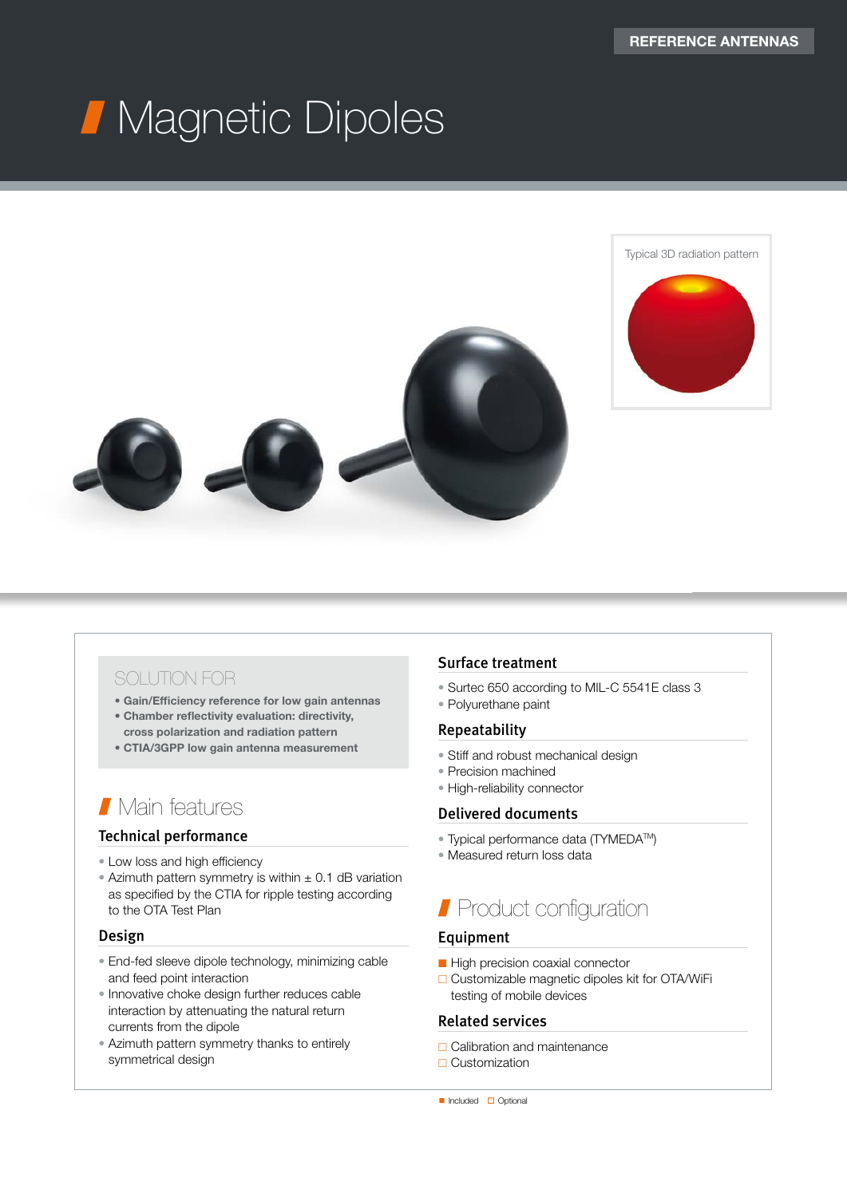REFERENCE ANTENNAS

# Magnetic Dipoles

Typical 3D radiation pattern

## SOLUTION FOR

- **Gain/Efficiency reference for low gain antennas**
- **Chamber reflectivity evaluation: directivity, cross polarization and radiation pattern**
- **CTIA/3GPP low gain antenna measurement**

## Main features

### Technical performance

- Low loss and high efficiency
- Azimuth pattern symmetry is within ± 0.1 dB variation as specified by the CTIA for ripple testing according to the OTA Test Plan

### Design

- End-fed sleeve dipole technology, minimizing cable and feed point interaction
- Innovative choke design further reduces cable interaction by attenuating the natural return currents from the dipole
- Azimuth pattern symmetry thanks to entirely symmetrical design

### Surface treatment

- Surtec 650 according to MIL-C 5541E class 3
- Polyurethane paint

### Repeatability

- Stiff and robust mechanical design
- Precision machined
- High-reliability connector

### Delivered documents

- Typical performance data (TYMEDA™)
- Measured return loss data

## Product configuration

### Equipment

- ■ High precision coaxial connector
- □ Customizable magnetic dipoles kit for OTA/WiFi testing of mobile devices

### Related services

- □ Calibration and maintenance
- □ Customization

■ Included □ Optional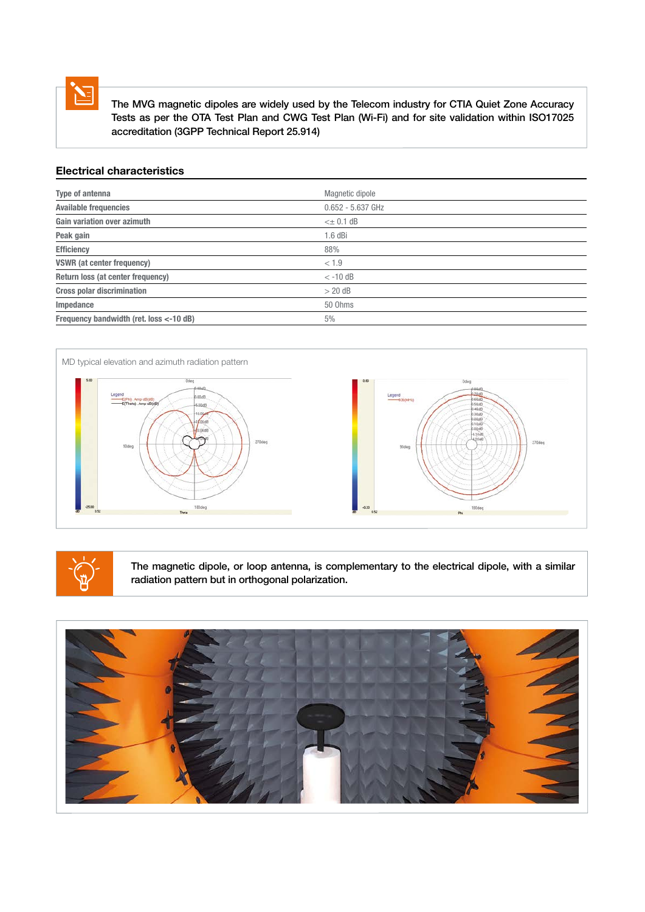The MVG magnetic dipoles are widely used by the Telecom industry for CTIA Quiet Zone Accuracy Tests as per the OTA Test Plan and CWG Test Plan (Wi-Fi) and for site validation within ISO17025 accreditation (3GPP Technical Report 25.914)

## Electrical characteristics

| | |
|---|---|
| Type of antenna | Magnetic dipole |
| Available frequencies | 0.652 - 5.637 GHz |
| Gain variation over azimuth | <± 0.1 dB |
| Peak gain | 1.6 dBi |
| Efficiency | 88% |
| VSWR (at center frequency) | < 1.9 |
| Return loss (at center frequency) | < -10 dB |
| Cross polar discrimination | > 20 dB |
| Impedance | 50 Ohms |
| Frequency bandwidth (ret. loss <-10 dB) | 5% |

MD typical elevation and azimuth radiation pattern

The magnetic dipole, or loop antenna, is complementary to the electrical dipole, with a similar radiation pattern but in orthogonal polarization.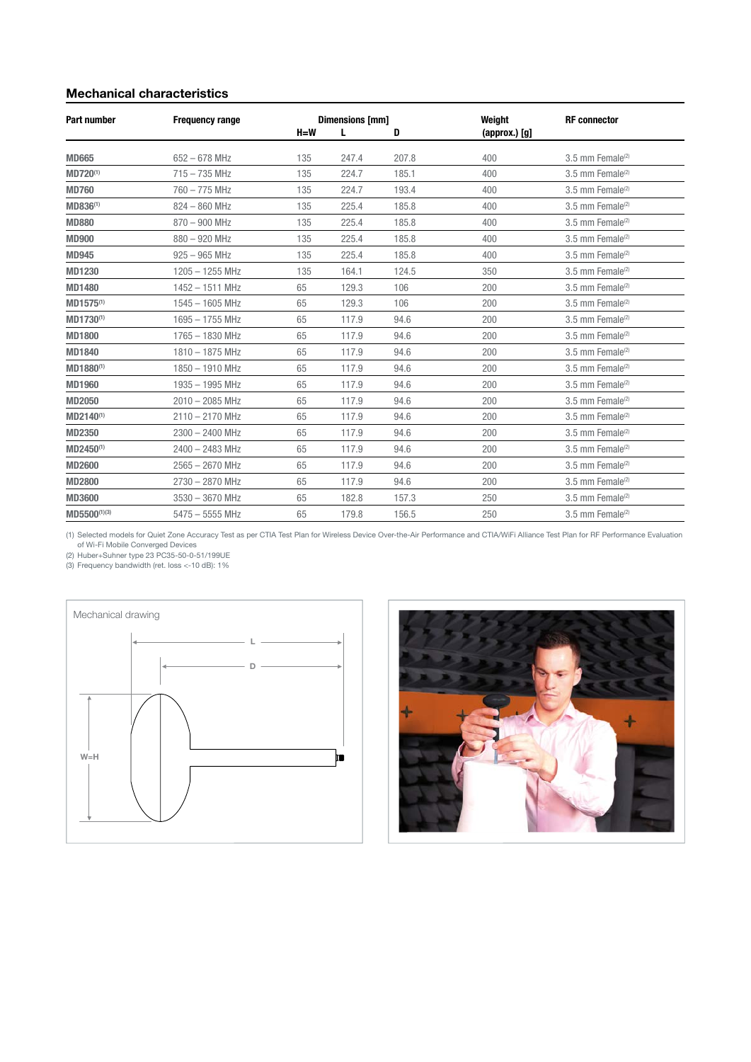## Mechanical characteristics

| Part number | Frequency range | Dimensions [mm] | | | Weight (approx.) [g] | RF connector |
|---|---|---|---|---|---|---|
| | | H=W | L | D | | |
| **MD665** | 652 – 678 MHz | 135 | 247.4 | 207.8 | 400 | 3.5 mm Female[2] |
| **MD720**[1] | 715 – 735 MHz | 135 | 224.7 | 185.1 | 400 | 3.5 mm Female[2] |
| **MD760** | 760 – 775 MHz | 135 | 224.7 | 193.4 | 400 | 3.5 mm Female[2] |
| **MD836**[1] | 824 – 860 MHz | 135 | 225.4 | 185.8 | 400 | 3.5 mm Female[2] |
| **MD880** | 870 – 900 MHz | 135 | 225.4 | 185.8 | 400 | 3.5 mm Female[2] |
| **MD900** | 880 – 920 MHz | 135 | 225.4 | 185.8 | 400 | 3.5 mm Female[2] |
| **MD945** | 925 – 965 MHz | 135 | 225.4 | 185.8 | 400 | 3.5 mm Female[2] |
| **MD1230** | 1205 – 1255 MHz | 135 | 164.1 | 124.5 | 350 | 3.5 mm Female[2] |
| **MD1480** | 1452 – 1511 MHz | 65 | 129.3 | 106 | 200 | 3.5 mm Female[2] |
| **MD1575**[1] | 1545 – 1605 MHz | 65 | 129.3 | 106 | 200 | 3.5 mm Female[2] |
| **MD1730**[1] | 1695 – 1755 MHz | 65 | 117.9 | 94.6 | 200 | 3.5 mm Female[2] |
| **MD1800** | 1765 – 1830 MHz | 65 | 117.9 | 94.6 | 200 | 3.5 mm Female[2] |
| **MD1840** | 1810 – 1875 MHz | 65 | 117.9 | 94.6 | 200 | 3.5 mm Female[2] |
| **MD1880**[1] | 1850 – 1910 MHz | 65 | 117.9 | 94.6 | 200 | 3.5 mm Female[2] |
| **MD1960** | 1935 – 1995 MHz | 65 | 117.9 | 94.6 | 200 | 3.5 mm Female[2] |
| **MD2050** | 2010 – 2085 MHz | 65 | 117.9 | 94.6 | 200 | 3.5 mm Female[2] |
| **MD2140**[1] | 2110 – 2170 MHz | 65 | 117.9 | 94.6 | 200 | 3.5 mm Female[2] |
| **MD2350** | 2300 – 2400 MHz | 65 | 117.9 | 94.6 | 200 | 3.5 mm Female[2] |
| **MD2450**[1] | 2400 – 2483 MHz | 65 | 117.9 | 94.6 | 200 | 3.5 mm Female[2] |
| **MD2600** | 2565 – 2670 MHz | 65 | 117.9 | 94.6 | 200 | 3.5 mm Female[2] |
| **MD2800** | 2730 – 2870 MHz | 65 | 117.9 | 94.6 | 200 | 3.5 mm Female[2] |
| **MD3600** | 3530 – 3670 MHz | 65 | 182.8 | 157.3 | 250 | 3.5 mm Female[2] |
| **MD5500**[1][3] | 5475 – 5555 MHz | 65 | 179.8 | 156.5 | 250 | 3.5 mm Female[2] |

(1) Selected models for Quiet Zone Accuracy Test as per CTIA Test Plan for Wireless Device Over-the-Air Performance and CTIA/WiFi Alliance Test Plan for RF Performance Evaluation of Wi-Fi Mobile Converged Devices
(2) Huber+Suhner type 23 PC35-50-0-51/199UE
(3) Frequency bandwidth (ret. loss <-10 dB): 1%

Mechanical drawing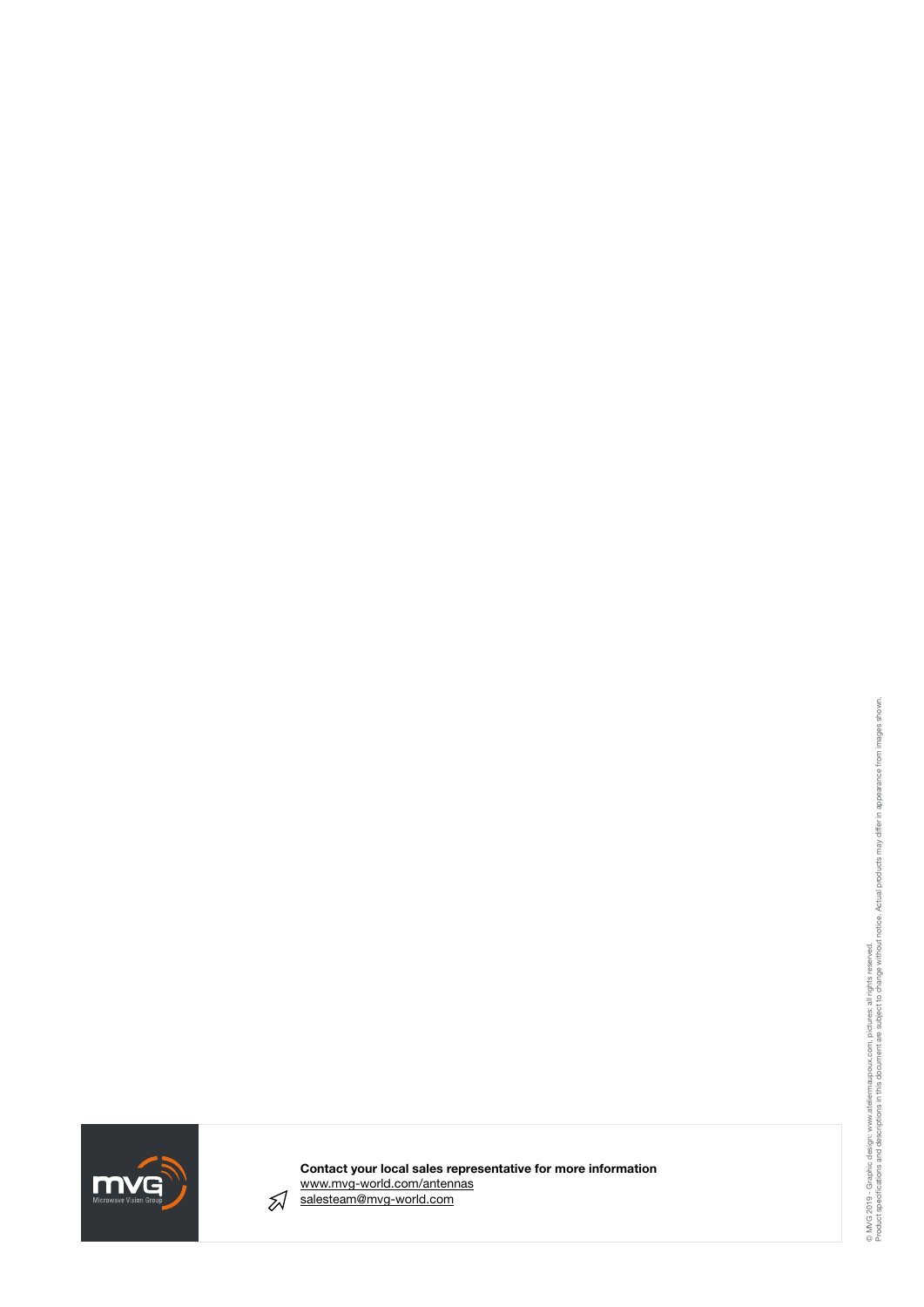**Contact your local sales representative for more information**
www.mvg-world.com/antennas
salesteam@mvg-world.com

© MVG 2019 - Graphic design: www.ateliermaupoux.com, pictures: all rights reserved.
Product specifications and descriptions in this document are subject to change without notice. Actual products may differ in appearance from images shown.